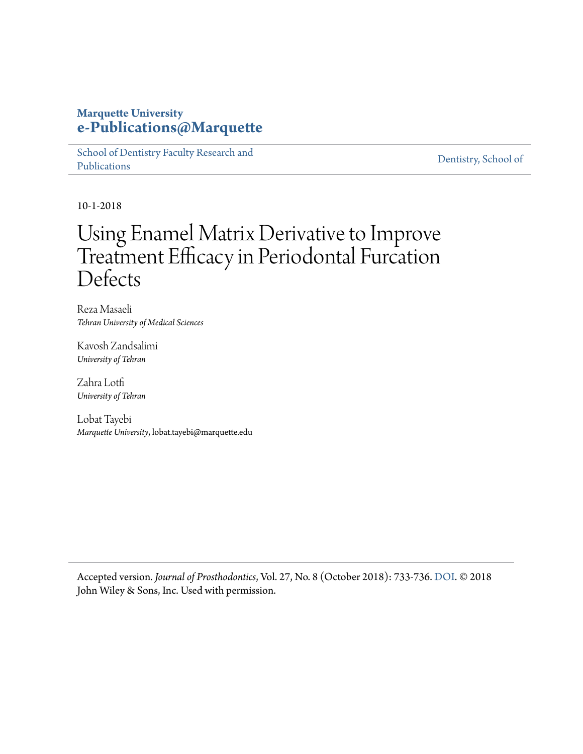**Marquette University**
**e-Publications@Marquette**

School of Dentistry Faculty Research and Publications | Dentistry, School of

10-1-2018

# Using Enamel Matrix Derivative to Improve Treatment Efficacy in Periodontal Furcation Defects

Reza Masaeli
*Tehran University of Medical Sciences*

Kavosh Zandsalimi
*University of Tehran*

Zahra Lotfi
*University of Tehran*

Lobat Tayebi
*Marquette University*, lobat.tayebi@marquette.edu

Accepted version. *Journal of Prosthodontics*, Vol. 27, No. 8 (October 2018): 733-736. DOI. © 2018 John Wiley & Sons, Inc. Used with permission.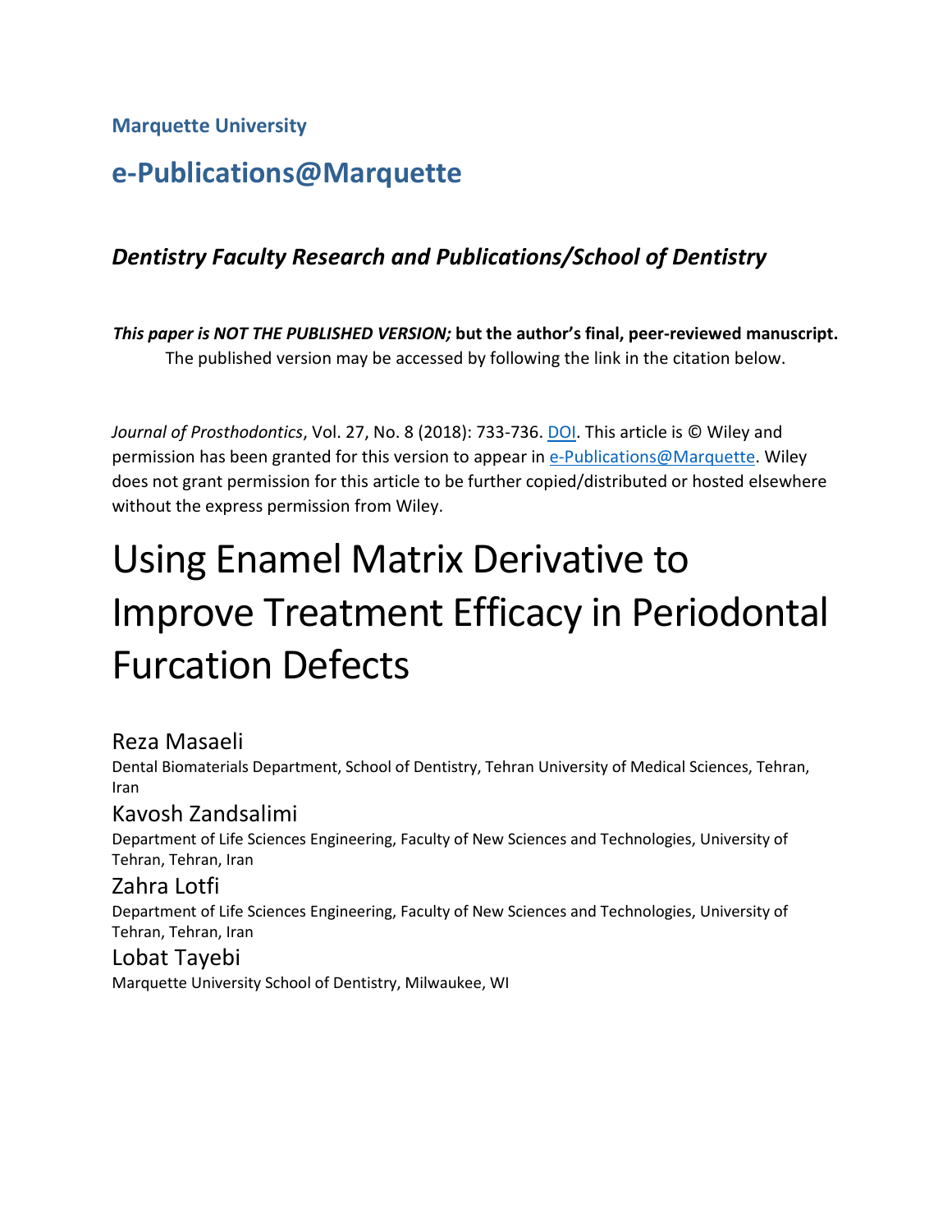Marquette University

# e-Publications@Marquette

### *Dentistry Faculty Research and Publications/School of Dentistry*

***This paper is NOT THE PUBLISHED VERSION;* but the author's final, peer-reviewed manuscript.** The published version may be accessed by following the link in the citation below.

*Journal of Prosthodontics*, Vol. 27, No. 8 (2018): 733-736. DOI. This article is © Wiley and permission has been granted for this version to appear in e-Publications@Marquette. Wiley does not grant permission for this article to be further copied/distributed or hosted elsewhere without the express permission from Wiley.

# Using Enamel Matrix Derivative to Improve Treatment Efficacy in Periodontal Furcation Defects

Reza Masaeli
Dental Biomaterials Department, School of Dentistry, Tehran University of Medical Sciences, Tehran, Iran

Kavosh Zandsalimi
Department of Life Sciences Engineering, Faculty of New Sciences and Technologies, University of Tehran, Tehran, Iran

Zahra Lotfi
Department of Life Sciences Engineering, Faculty of New Sciences and Technologies, University of Tehran, Tehran, Iran

Lobat Tayebi
Marquette University School of Dentistry, Milwaukee, WI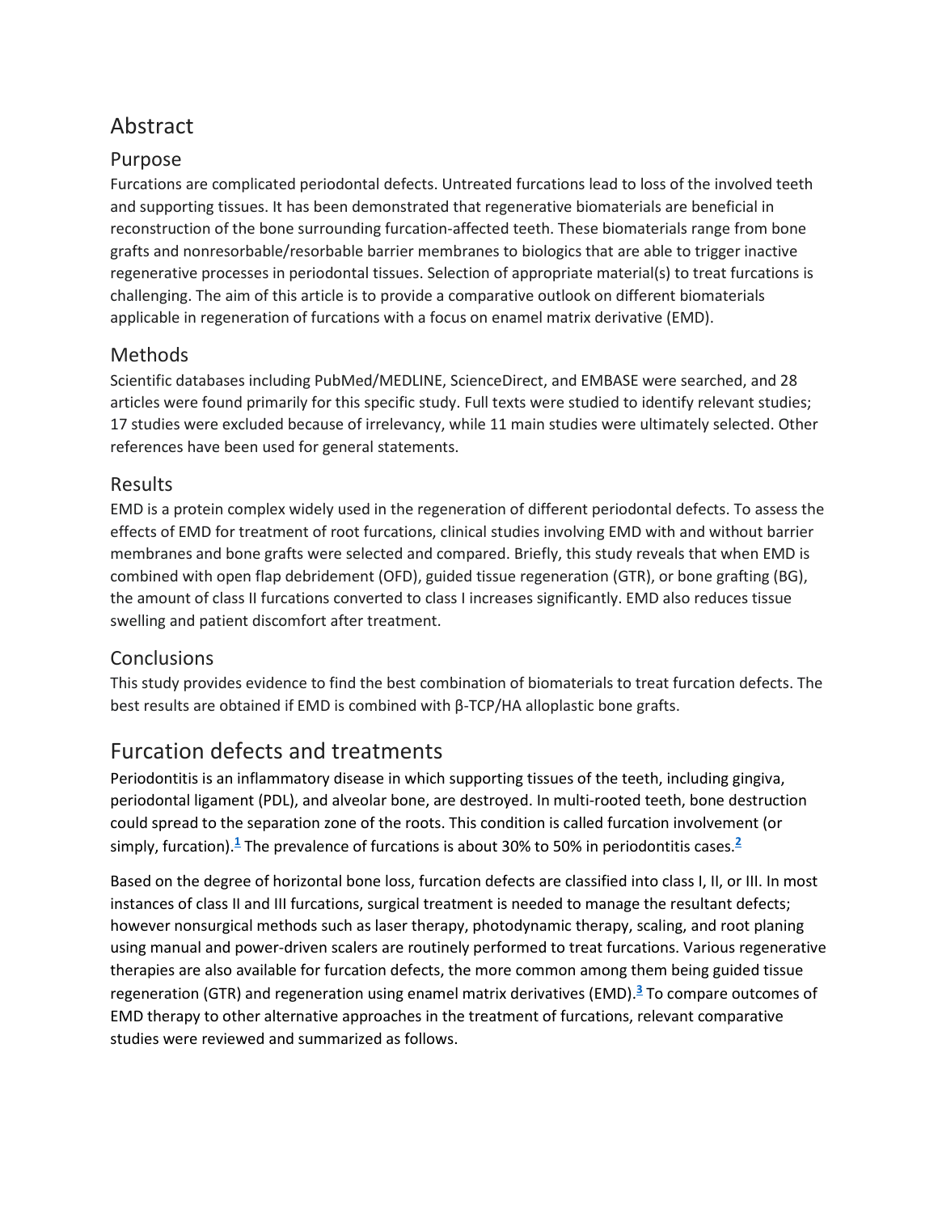## Abstract

### Purpose

Furcations are complicated periodontal defects. Untreated furcations lead to loss of the involved teeth and supporting tissues. It has been demonstrated that regenerative biomaterials are beneficial in reconstruction of the bone surrounding furcation-affected teeth. These biomaterials range from bone grafts and nonresorbable/resorbable barrier membranes to biologics that are able to trigger inactive regenerative processes in periodontal tissues. Selection of appropriate material(s) to treat furcations is challenging. The aim of this article is to provide a comparative outlook on different biomaterials applicable in regeneration of furcations with a focus on enamel matrix derivative (EMD).

### Methods

Scientific databases including PubMed/MEDLINE, ScienceDirect, and EMBASE were searched, and 28 articles were found primarily for this specific study. Full texts were studied to identify relevant studies; 17 studies were excluded because of irrelevancy, while 11 main studies were ultimately selected. Other references have been used for general statements.

### Results

EMD is a protein complex widely used in the regeneration of different periodontal defects. To assess the effects of EMD for treatment of root furcations, clinical studies involving EMD with and without barrier membranes and bone grafts were selected and compared. Briefly, this study reveals that when EMD is combined with open flap debridement (OFD), guided tissue regeneration (GTR), or bone grafting (BG), the amount of class II furcations converted to class I increases significantly. EMD also reduces tissue swelling and patient discomfort after treatment.

### Conclusions

This study provides evidence to find the best combination of biomaterials to treat furcation defects. The best results are obtained if EMD is combined with β-TCP/HA alloplastic bone grafts.

## Furcation defects and treatments

Periodontitis is an inflammatory disease in which supporting tissues of the teeth, including gingiva, periodontal ligament (PDL), and alveolar bone, are destroyed. In multi-rooted teeth, bone destruction could spread to the separation zone of the roots. This condition is called furcation involvement (or simply, furcation).[1] The prevalence of furcations is about 30% to 50% in periodontitis cases.[2]

Based on the degree of horizontal bone loss, furcation defects are classified into class I, II, or III. In most instances of class II and III furcations, surgical treatment is needed to manage the resultant defects; however nonsurgical methods such as laser therapy, photodynamic therapy, scaling, and root planing using manual and power-driven scalers are routinely performed to treat furcations. Various regenerative therapies are also available for furcation defects, the more common among them being guided tissue regeneration (GTR) and regeneration using enamel matrix derivatives (EMD).[3] To compare outcomes of EMD therapy to other alternative approaches in the treatment of furcations, relevant comparative studies were reviewed and summarized as follows.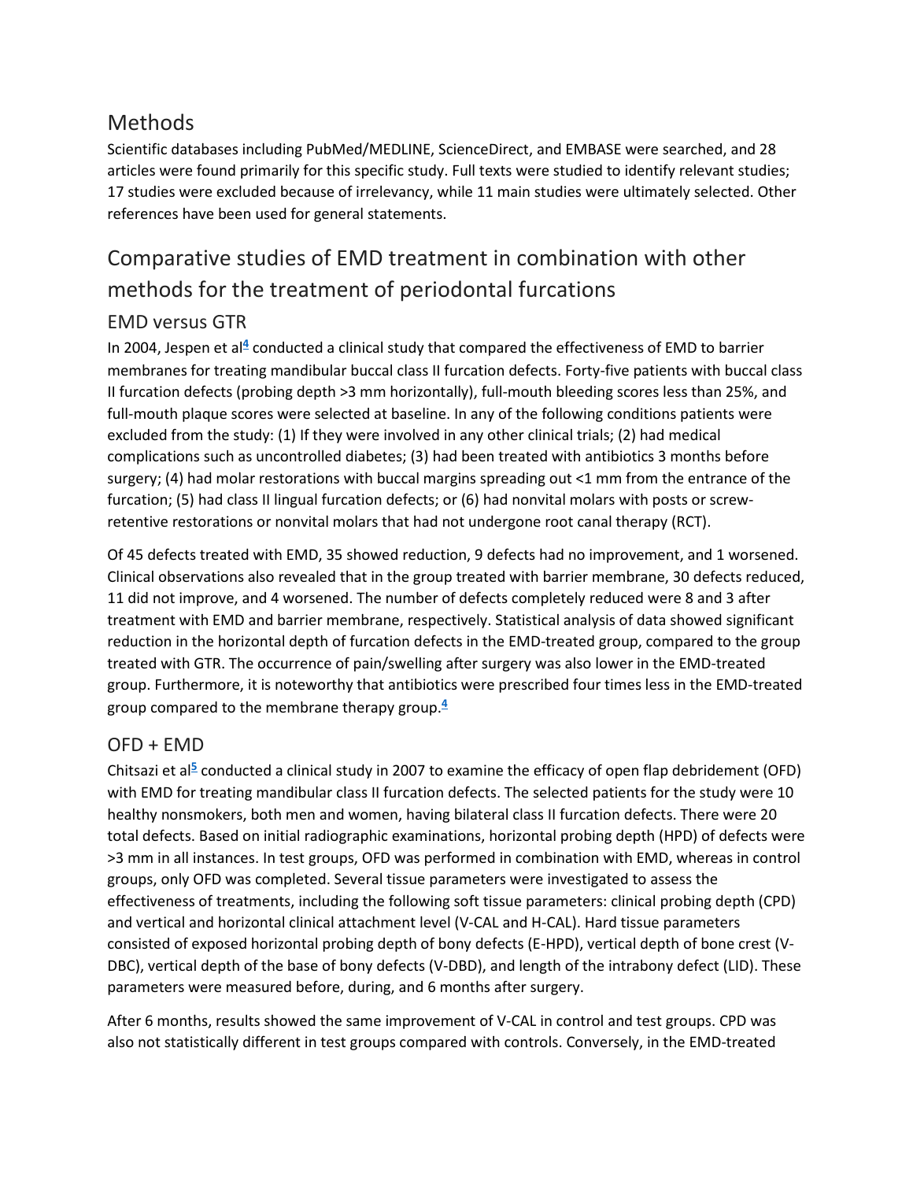## Methods

Scientific databases including PubMed/MEDLINE, ScienceDirect, and EMBASE were searched, and 28 articles were found primarily for this specific study. Full texts were studied to identify relevant studies; 17 studies were excluded because of irrelevancy, while 11 main studies were ultimately selected. Other references have been used for general statements.

## Comparative studies of EMD treatment in combination with other methods for the treatment of periodontal furcations

### EMD versus GTR

In 2004, Jespen et al[4] conducted a clinical study that compared the effectiveness of EMD to barrier membranes for treating mandibular buccal class II furcation defects. Forty-five patients with buccal class II furcation defects (probing depth >3 mm horizontally), full-mouth bleeding scores less than 25%, and full-mouth plaque scores were selected at baseline. In any of the following conditions patients were excluded from the study: (1) If they were involved in any other clinical trials; (2) had medical complications such as uncontrolled diabetes; (3) had been treated with antibiotics 3 months before surgery; (4) had molar restorations with buccal margins spreading out <1 mm from the entrance of the furcation; (5) had class II lingual furcation defects; or (6) had nonvital molars with posts or screw-retentive restorations or nonvital molars that had not undergone root canal therapy (RCT).

Of 45 defects treated with EMD, 35 showed reduction, 9 defects had no improvement, and 1 worsened. Clinical observations also revealed that in the group treated with barrier membrane, 30 defects reduced, 11 did not improve, and 4 worsened. The number of defects completely reduced were 8 and 3 after treatment with EMD and barrier membrane, respectively. Statistical analysis of data showed significant reduction in the horizontal depth of furcation defects in the EMD-treated group, compared to the group treated with GTR. The occurrence of pain/swelling after surgery was also lower in the EMD-treated group. Furthermore, it is noteworthy that antibiotics were prescribed four times less in the EMD-treated group compared to the membrane therapy group.[4]

### OFD + EMD

Chitsazi et al[5] conducted a clinical study in 2007 to examine the efficacy of open flap debridement (OFD) with EMD for treating mandibular class II furcation defects. The selected patients for the study were 10 healthy nonsmokers, both men and women, having bilateral class II furcation defects. There were 20 total defects. Based on initial radiographic examinations, horizontal probing depth (HPD) of defects were >3 mm in all instances. In test groups, OFD was performed in combination with EMD, whereas in control groups, only OFD was completed. Several tissue parameters were investigated to assess the effectiveness of treatments, including the following soft tissue parameters: clinical probing depth (CPD) and vertical and horizontal clinical attachment level (V-CAL and H-CAL). Hard tissue parameters consisted of exposed horizontal probing depth of bony defects (E-HPD), vertical depth of bone crest (V-DBC), vertical depth of the base of bony defects (V-DBD), and length of the intrabony defect (LID). These parameters were measured before, during, and 6 months after surgery.

After 6 months, results showed the same improvement of V-CAL in control and test groups. CPD was also not statistically different in test groups compared with controls. Conversely, in the EMD-treated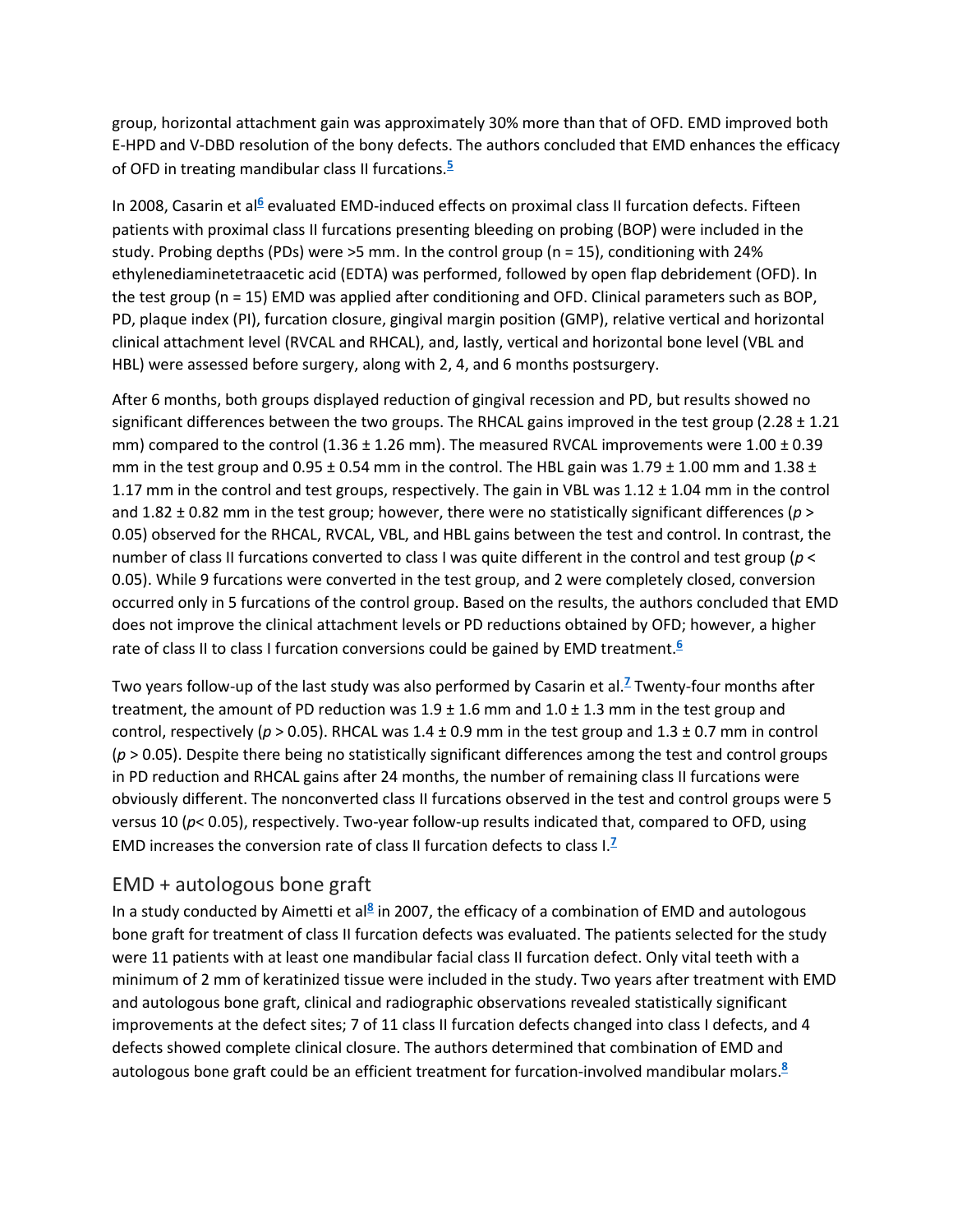group, horizontal attachment gain was approximately 30% more than that of OFD. EMD improved both E-HPD and V-DBD resolution of the bony defects. The authors concluded that EMD enhances the efficacy of OFD in treating mandibular class II furcations.[5]

In 2008, Casarin et al[6] evaluated EMD-induced effects on proximal class II furcation defects. Fifteen patients with proximal class II furcations presenting bleeding on probing (BOP) were included in the study. Probing depths (PDs) were >5 mm. In the control group (n = 15), conditioning with 24% ethylenediaminetetraacetic acid (EDTA) was performed, followed by open flap debridement (OFD). In the test group (n = 15) EMD was applied after conditioning and OFD. Clinical parameters such as BOP, PD, plaque index (PI), furcation closure, gingival margin position (GMP), relative vertical and horizontal clinical attachment level (RVCAL and RHCAL), and, lastly, vertical and horizontal bone level (VBL and HBL) were assessed before surgery, along with 2, 4, and 6 months postsurgery.

After 6 months, both groups displayed reduction of gingival recession and PD, but results showed no significant differences between the two groups. The RHCAL gains improved in the test group (2.28 ± 1.21 mm) compared to the control (1.36 ± 1.26 mm). The measured RVCAL improvements were 1.00 ± 0.39 mm in the test group and 0.95 ± 0.54 mm in the control. The HBL gain was 1.79 ± 1.00 mm and 1.38 ± 1.17 mm in the control and test groups, respectively. The gain in VBL was 1.12 ± 1.04 mm in the control and 1.82 ± 0.82 mm in the test group; however, there were no statistically significant differences ($p > 0.05$) observed for the RHCAL, RVCAL, VBL, and HBL gains between the test and control. In contrast, the number of class II furcations converted to class I was quite different in the control and test group ($p < 0.05$). While 9 furcations were converted in the test group, and 2 were completely closed, conversion occurred only in 5 furcations of the control group. Based on the results, the authors concluded that EMD does not improve the clinical attachment levels or PD reductions obtained by OFD; however, a higher rate of class II to class I furcation conversions could be gained by EMD treatment.[6]

Two years follow-up of the last study was also performed by Casarin et al.[7] Twenty-four months after treatment, the amount of PD reduction was 1.9 ± 1.6 mm and 1.0 ± 1.3 mm in the test group and control, respectively ($p > 0.05$). RHCAL was 1.4 ± 0.9 mm in the test group and 1.3 ± 0.7 mm in control ($p > 0.05$). Despite there being no statistically significant differences among the test and control groups in PD reduction and RHCAL gains after 24 months, the number of remaining class II furcations were obviously different. The nonconverted class II furcations observed in the test and control groups were 5 versus 10 ($p < 0.05$), respectively. Two-year follow-up results indicated that, compared to OFD, using EMD increases the conversion rate of class II furcation defects to class I.[7]

## EMD + autologous bone graft

In a study conducted by Aimetti et al[8] in 2007, the efficacy of a combination of EMD and autologous bone graft for treatment of class II furcation defects was evaluated. The patients selected for the study were 11 patients with at least one mandibular facial class II furcation defect. Only vital teeth with a minimum of 2 mm of keratinized tissue were included in the study. Two years after treatment with EMD and autologous bone graft, clinical and radiographic observations revealed statistically significant improvements at the defect sites; 7 of 11 class II furcation defects changed into class I defects, and 4 defects showed complete clinical closure. The authors determined that combination of EMD and autologous bone graft could be an efficient treatment for furcation-involved mandibular molars.[8]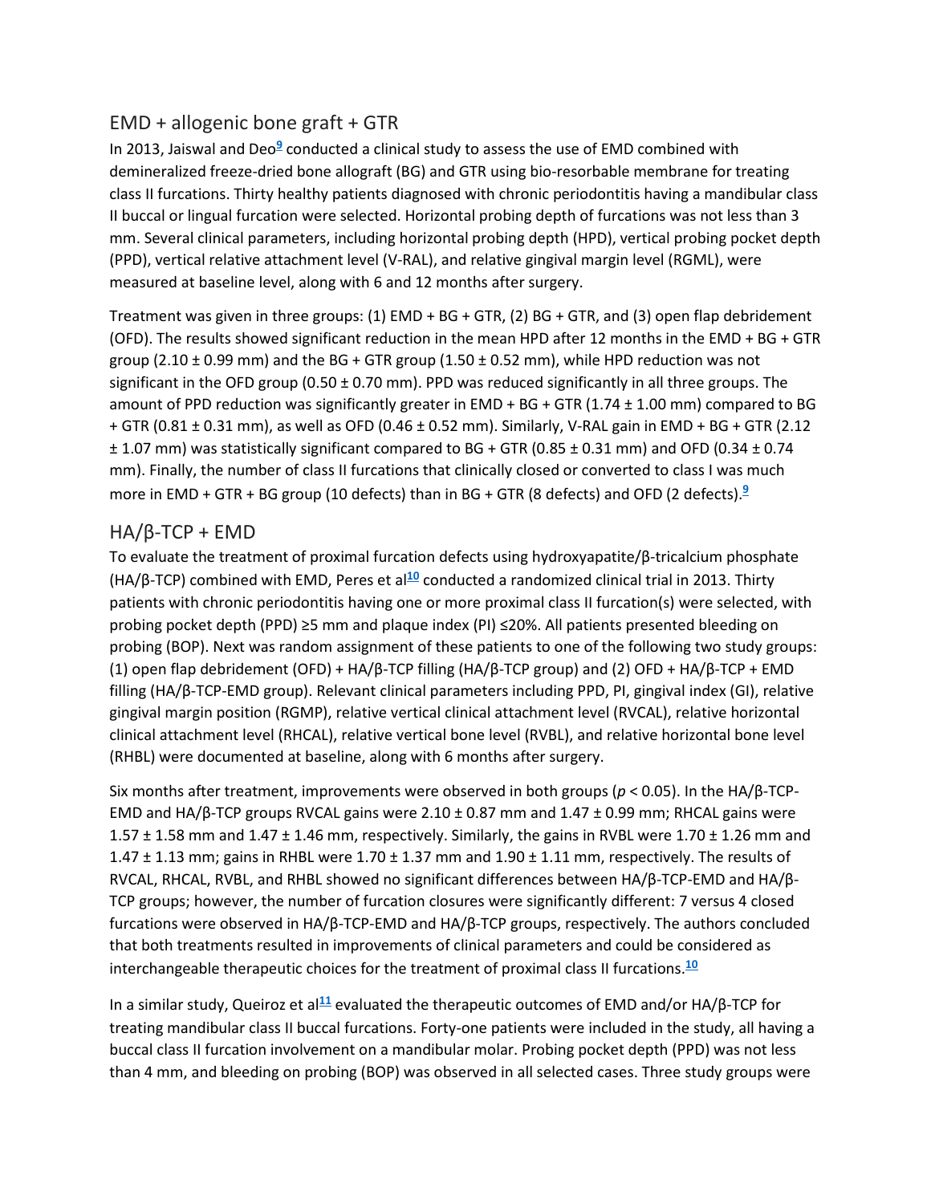## EMD + allogenic bone graft + GTR

In 2013, Jaiswal and Deo[9] conducted a clinical study to assess the use of EMD combined with demineralized freeze-dried bone allograft (BG) and GTR using bio-resorbable membrane for treating class II furcations. Thirty healthy patients diagnosed with chronic periodontitis having a mandibular class II buccal or lingual furcation were selected. Horizontal probing depth of furcations was not less than 3 mm. Several clinical parameters, including horizontal probing depth (HPD), vertical probing pocket depth (PPD), vertical relative attachment level (V-RAL), and relative gingival margin level (RGML), were measured at baseline level, along with 6 and 12 months after surgery.

Treatment was given in three groups: (1) EMD + BG + GTR, (2) BG + GTR, and (3) open flap debridement (OFD). The results showed significant reduction in the mean HPD after 12 months in the EMD + BG + GTR group (2.10 ± 0.99 mm) and the BG + GTR group (1.50 ± 0.52 mm), while HPD reduction was not significant in the OFD group (0.50 ± 0.70 mm). PPD was reduced significantly in all three groups. The amount of PPD reduction was significantly greater in EMD + BG + GTR (1.74 ± 1.00 mm) compared to BG + GTR (0.81 ± 0.31 mm), as well as OFD (0.46 ± 0.52 mm). Similarly, V-RAL gain in EMD + BG + GTR (2.12 ± 1.07 mm) was statistically significant compared to BG + GTR (0.85 ± 0.31 mm) and OFD (0.34 ± 0.74 mm). Finally, the number of class II furcations that clinically closed or converted to class I was much more in EMD + GTR + BG group (10 defects) than in BG + GTR (8 defects) and OFD (2 defects).[9]

## HA/β-TCP + EMD

To evaluate the treatment of proximal furcation defects using hydroxyapatite/β-tricalcium phosphate (HA/β-TCP) combined with EMD, Peres et al[10] conducted a randomized clinical trial in 2013. Thirty patients with chronic periodontitis having one or more proximal class II furcation(s) were selected, with probing pocket depth (PPD) ≥5 mm and plaque index (PI) ≤20%. All patients presented bleeding on probing (BOP). Next was random assignment of these patients to one of the following two study groups: (1) open flap debridement (OFD) + HA/β-TCP filling (HA/β-TCP group) and (2) OFD + HA/β-TCP + EMD filling (HA/β-TCP-EMD group). Relevant clinical parameters including PPD, PI, gingival index (GI), relative gingival margin position (RGMP), relative vertical clinical attachment level (RVCAL), relative horizontal clinical attachment level (RHCAL), relative vertical bone level (RVBL), and relative horizontal bone level (RHBL) were documented at baseline, along with 6 months after surgery.

Six months after treatment, improvements were observed in both groups ($p < 0.05$). In the HA/β-TCP-EMD and HA/β-TCP groups RVCAL gains were 2.10 ± 0.87 mm and 1.47 ± 0.99 mm; RHCAL gains were 1.57 ± 1.58 mm and 1.47 ± 1.46 mm, respectively. Similarly, the gains in RVBL were 1.70 ± 1.26 mm and 1.47 ± 1.13 mm; gains in RHBL were 1.70 ± 1.37 mm and 1.90 ± 1.11 mm, respectively. The results of RVCAL, RHCAL, RVBL, and RHBL showed no significant differences between HA/β-TCP-EMD and HA/β-TCP groups; however, the number of furcation closures were significantly different: 7 versus 4 closed furcations were observed in HA/β-TCP-EMD and HA/β-TCP groups, respectively. The authors concluded that both treatments resulted in improvements of clinical parameters and could be considered as interchangeable therapeutic choices for the treatment of proximal class II furcations.[10]

In a similar study, Queiroz et al[11] evaluated the therapeutic outcomes of EMD and/or HA/β-TCP for treating mandibular class II buccal furcations. Forty-one patients were included in the study, all having a buccal class II furcation involvement on a mandibular molar. Probing pocket depth (PPD) was not less than 4 mm, and bleeding on probing (BOP) was observed in all selected cases. Three study groups were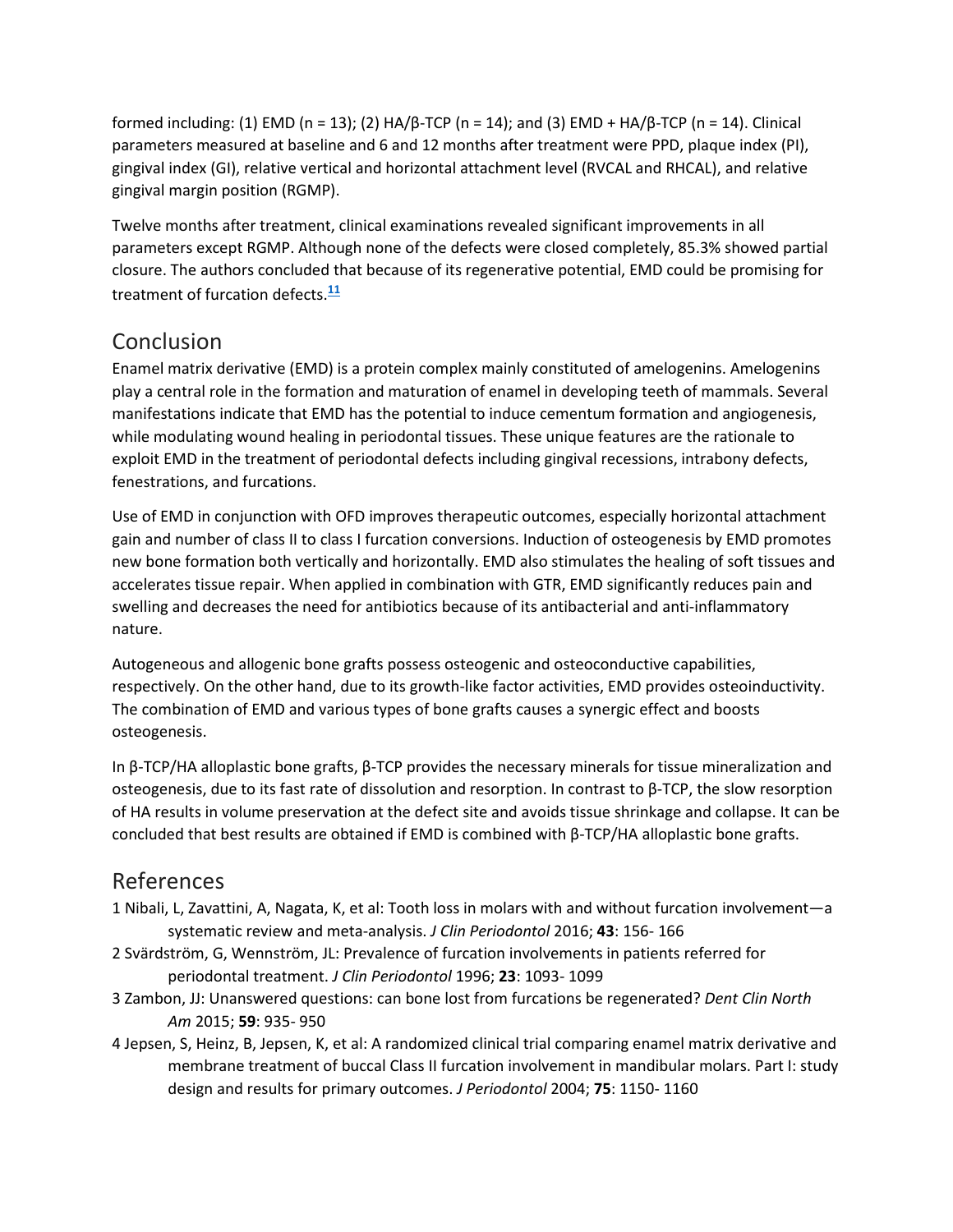formed including: (1) EMD (n = 13); (2) HA/β-TCP (n = 14); and (3) EMD + HA/β-TCP (n = 14). Clinical parameters measured at baseline and 6 and 12 months after treatment were PPD, plaque index (PI), gingival index (GI), relative vertical and horizontal attachment level (RVCAL and RHCAL), and relative gingival margin position (RGMP).

Twelve months after treatment, clinical examinations revealed significant improvements in all parameters except RGMP. Although none of the defects were closed completely, 85.3% showed partial closure. The authors concluded that because of its regenerative potential, EMD could be promising for treatment of furcation defects.[11]

## Conclusion

Enamel matrix derivative (EMD) is a protein complex mainly constituted of amelogenins. Amelogenins play a central role in the formation and maturation of enamel in developing teeth of mammals. Several manifestations indicate that EMD has the potential to induce cementum formation and angiogenesis, while modulating wound healing in periodontal tissues. These unique features are the rationale to exploit EMD in the treatment of periodontal defects including gingival recessions, intrabony defects, fenestrations, and furcations.

Use of EMD in conjunction with OFD improves therapeutic outcomes, especially horizontal attachment gain and number of class II to class I furcation conversions. Induction of osteogenesis by EMD promotes new bone formation both vertically and horizontally. EMD also stimulates the healing of soft tissues and accelerates tissue repair. When applied in combination with GTR, EMD significantly reduces pain and swelling and decreases the need for antibiotics because of its antibacterial and anti-inflammatory nature.

Autogeneous and allogenic bone grafts possess osteogenic and osteoconductive capabilities, respectively. On the other hand, due to its growth-like factor activities, EMD provides osteoinductivity. The combination of EMD and various types of bone grafts causes a synergic effect and boosts osteogenesis.

In β-TCP/HA alloplastic bone grafts, β-TCP provides the necessary minerals for tissue mineralization and osteogenesis, due to its fast rate of dissolution and resorption. In contrast to β-TCP, the slow resorption of HA results in volume preservation at the defect site and avoids tissue shrinkage and collapse. It can be concluded that best results are obtained if EMD is combined with β-TCP/HA alloplastic bone grafts.

## References

1 Nibali, L, Zavattini, A, Nagata, K, et al: Tooth loss in molars with and without furcation involvement—a systematic review and meta-analysis. *J Clin Periodontol* 2016; **43**: 156- 166

2 Svärdström, G, Wennström, JL: Prevalence of furcation involvements in patients referred for periodontal treatment. *J Clin Periodontol* 1996; **23**: 1093- 1099

3 Zambon, JJ: Unanswered questions: can bone lost from furcations be regenerated? *Dent Clin North Am* 2015; **59**: 935- 950

4 Jepsen, S, Heinz, B, Jepsen, K, et al: A randomized clinical trial comparing enamel matrix derivative and membrane treatment of buccal Class II furcation involvement in mandibular molars. Part I: study design and results for primary outcomes. *J Periodontol* 2004; **75**: 1150- 1160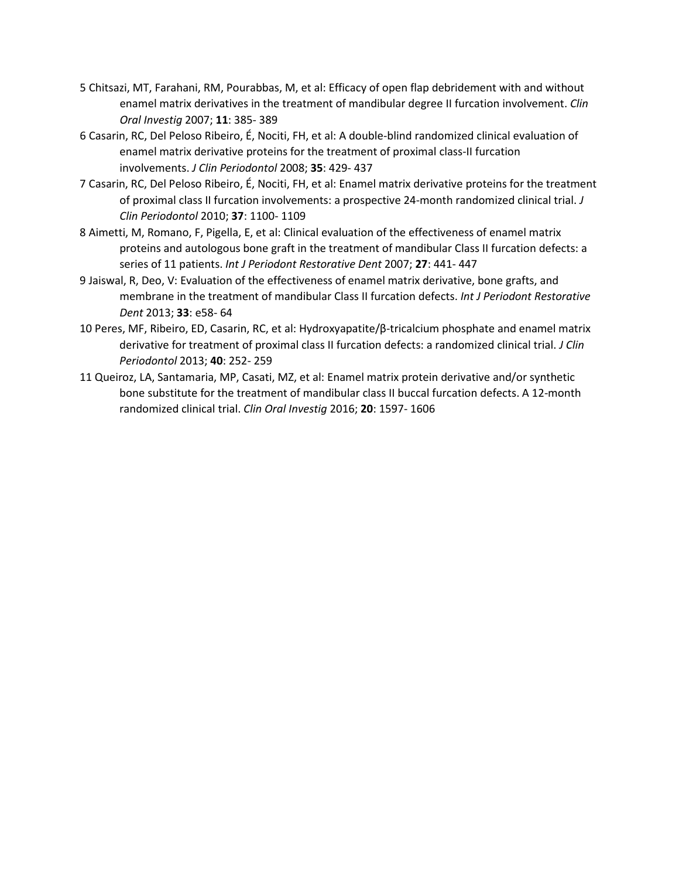5 Chitsazi, MT, Farahani, RM, Pourabbas, M, et al: Efficacy of open flap debridement with and without enamel matrix derivatives in the treatment of mandibular degree II furcation involvement. *Clin Oral Investig* 2007; **11**: 385- 389

6 Casarin, RC, Del Peloso Ribeiro, É, Nociti, FH, et al: A double-blind randomized clinical evaluation of enamel matrix derivative proteins for the treatment of proximal class-II furcation involvements. *J Clin Periodontol* 2008; **35**: 429- 437

7 Casarin, RC, Del Peloso Ribeiro, É, Nociti, FH, et al: Enamel matrix derivative proteins for the treatment of proximal class II furcation involvements: a prospective 24-month randomized clinical trial. *J Clin Periodontol* 2010; **37**: 1100- 1109

8 Aimetti, M, Romano, F, Pigella, E, et al: Clinical evaluation of the effectiveness of enamel matrix proteins and autologous bone graft in the treatment of mandibular Class II furcation defects: a series of 11 patients. *Int J Periodont Restorative Dent* 2007; **27**: 441- 447

9 Jaiswal, R, Deo, V: Evaluation of the effectiveness of enamel matrix derivative, bone grafts, and membrane in the treatment of mandibular Class II furcation defects. *Int J Periodont Restorative Dent* 2013; **33**: e58- 64

10 Peres, MF, Ribeiro, ED, Casarin, RC, et al: Hydroxyapatite/β-tricalcium phosphate and enamel matrix derivative for treatment of proximal class II furcation defects: a randomized clinical trial. *J Clin Periodontol* 2013; **40**: 252- 259

11 Queiroz, LA, Santamaria, MP, Casati, MZ, et al: Enamel matrix protein derivative and/or synthetic bone substitute for the treatment of mandibular class II buccal furcation defects. A 12-month randomized clinical trial. *Clin Oral Investig* 2016; **20**: 1597- 1606